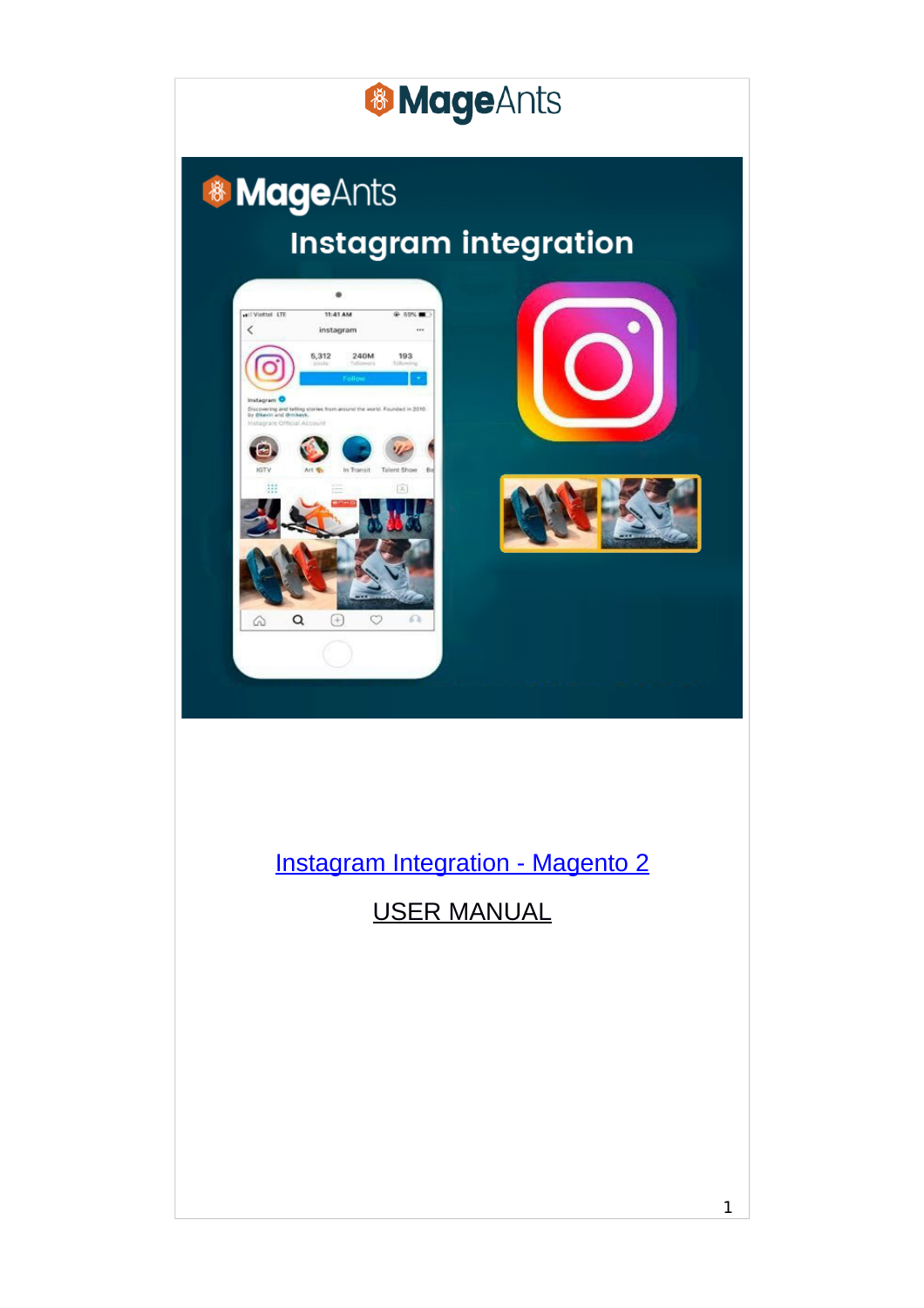MageAnts

[Instagram Integration - Magento 2](#)

USER MANUAL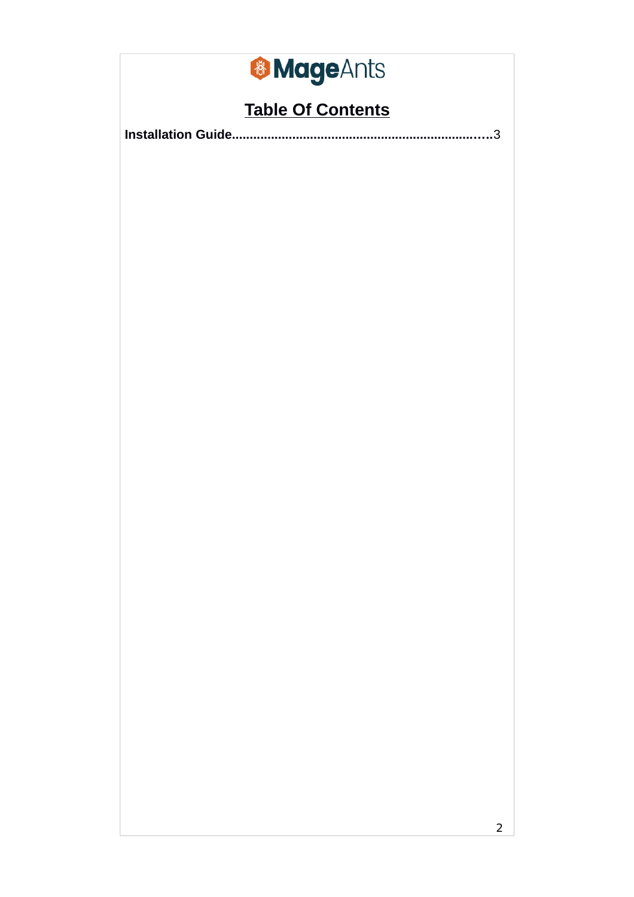MageAnts

# Table Of Contents

**Installation Guide**......................................................................3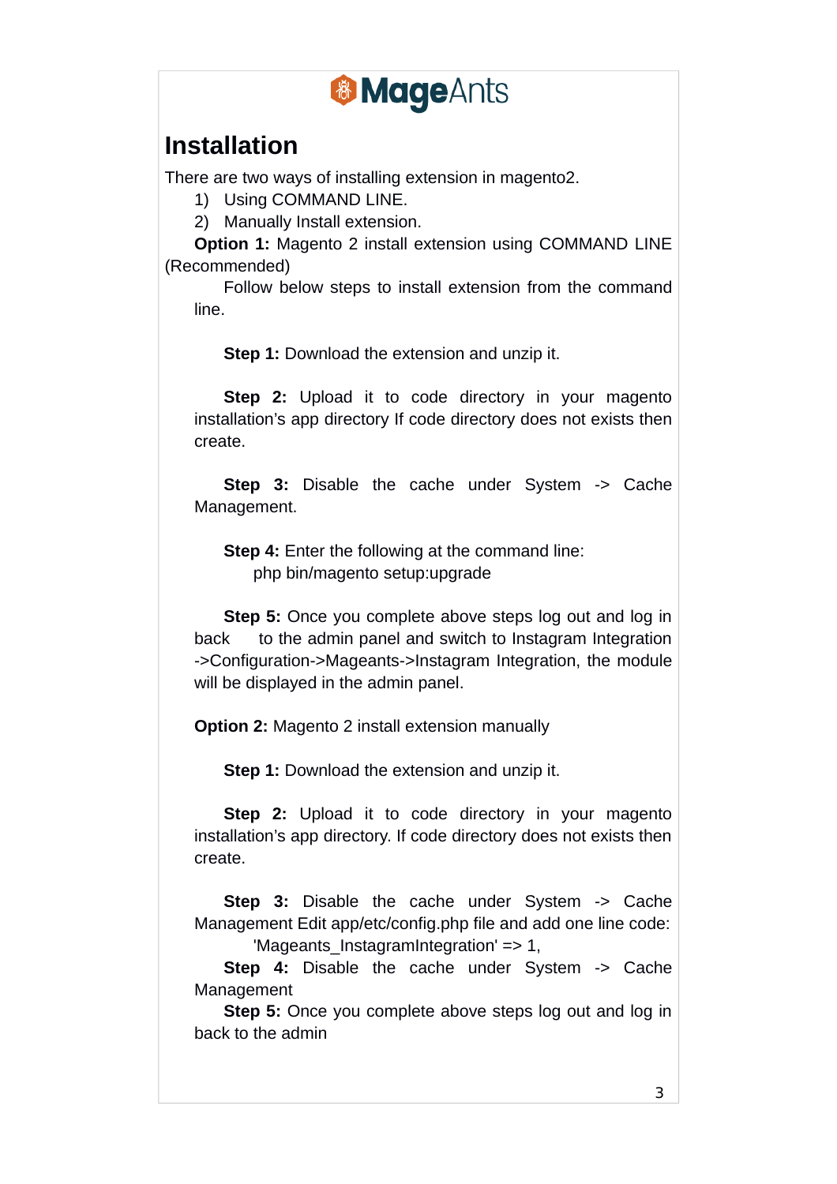# Installation

There are two ways of installing extension in magento2.

1) Using COMMAND LINE.
2) Manually Install extension.

**Option 1:** Magento 2 install extension using COMMAND LINE (Recommended)

Follow below steps to install extension from the command line.

**Step 1:** Download the extension and unzip it.

**Step 2:** Upload it to code directory in your magento installation's app directory If code directory does not exists then create.

**Step 3:** Disable the cache under System -> Cache Management.

**Step 4:** Enter the following at the command line:

```
php bin/magento setup:upgrade
```

**Step 5:** Once you complete above steps log out and log in back to the admin panel and switch to Instagram Integration ->Configuration->Mageants->Instagram Integration, the module will be displayed in the admin panel.

**Option 2:** Magento 2 install extension manually

**Step 1:** Download the extension and unzip it.

**Step 2:** Upload it to code directory in your magento installation's app directory. If code directory does not exists then create.

**Step 3:** Disable the cache under System -> Cache Management Edit app/etc/config.php file and add one line code:

```
'Mageants_InstagramIntegration' => 1,
```

**Step 4:** Disable the cache under System -> Cache Management

**Step 5:** Once you complete above steps log out and log in back to the admin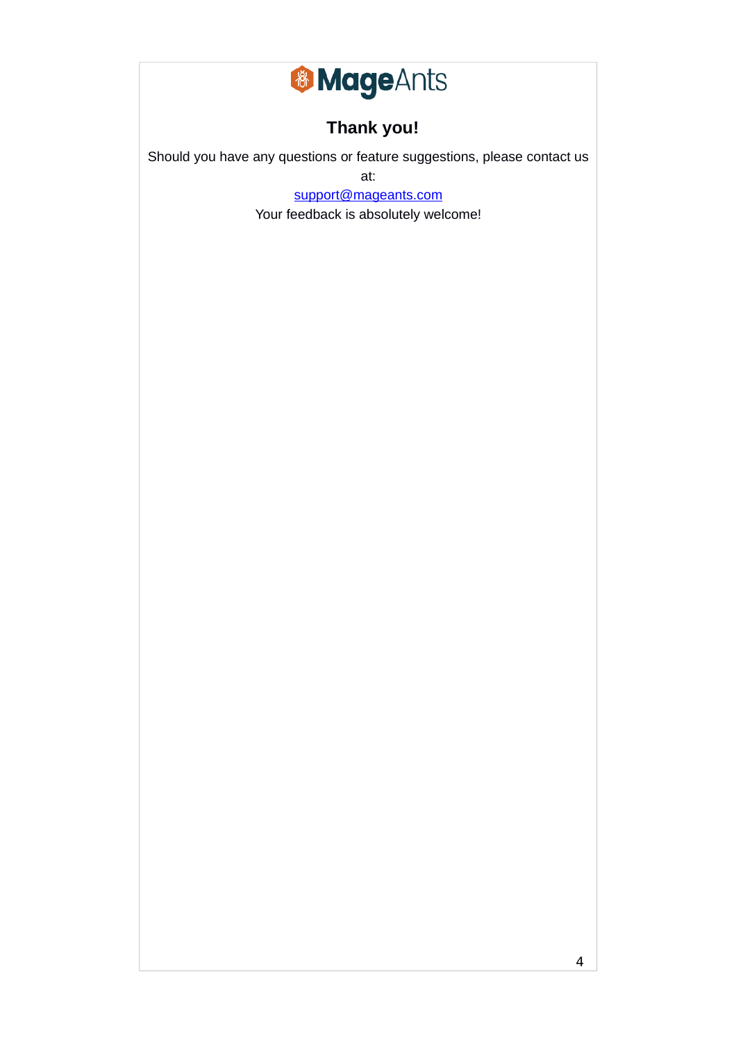MageAnts

## Thank you!

Should you have any questions or feature suggestions, please contact us at:

support@mageants.com

Your feedback is absolutely welcome!